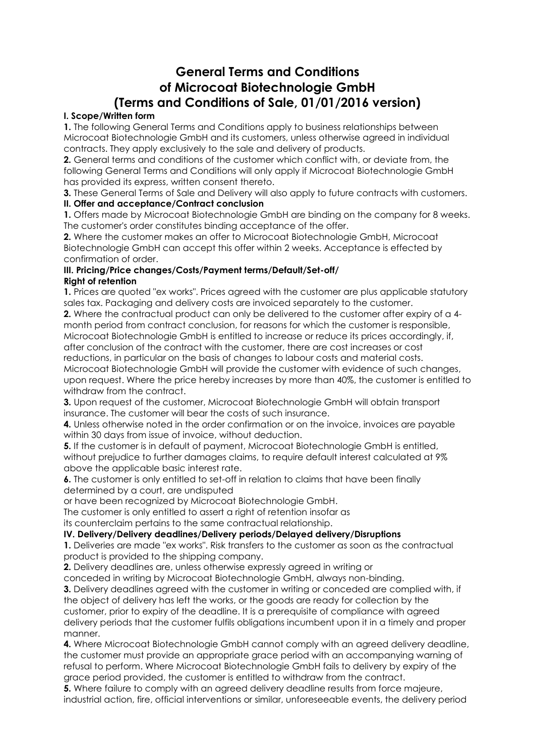# General Terms and Conditions of Microcoat Biotechnologie GmbH (Terms and Conditions of Sale, 01/01/2016 version)

**I. Scope/Written form**

**1.** The following General Terms and Conditions apply to business relationships between Microcoat Biotechnologie GmbH and its customers, unless otherwise agreed in individual contracts. They apply exclusively to the sale and delivery of products.

**2.** General terms and conditions of the customer which conflict with, or deviate from, the following General Terms and Conditions will only apply if Microcoat Biotechnologie GmbH has provided its express, written consent thereto.

**3.** These General Terms of Sale and Delivery will also apply to future contracts with customers.

**II. Offer and acceptance/Contract conclusion**

**1.** Offers made by Microcoat Biotechnologie GmbH are binding on the company for 8 weeks. The customer's order constitutes binding acceptance of the offer.

**2.** Where the customer makes an offer to Microcoat Biotechnologie GmbH, Microcoat Biotechnologie GmbH can accept this offer within 2 weeks. Acceptance is effected by confirmation of order.

**III. Pricing/Price changes/Costs/Payment terms/Default/Set-off/ Right of retention**

**1.** Prices are quoted "ex works". Prices agreed with the customer are plus applicable statutory sales tax. Packaging and delivery costs are invoiced separately to the customer.

**2.** Where the contractual product can only be delivered to the customer after expiry of a 4-month period from contract conclusion, for reasons for which the customer is responsible, Microcoat Biotechnologie GmbH is entitled to increase or reduce its prices accordingly, if, after conclusion of the contract with the customer, there are cost increases or cost reductions, in particular on the basis of changes to labour costs and material costs. Microcoat Biotechnologie GmbH will provide the customer with evidence of such changes, upon request. Where the price hereby increases by more than 40%, the customer is entitled to withdraw from the contract.

**3.** Upon request of the customer, Microcoat Biotechnologie GmbH will obtain transport insurance. The customer will bear the costs of such insurance.

**4.** Unless otherwise noted in the order confirmation or on the invoice, invoices are payable within 30 days from issue of invoice, without deduction.

**5.** If the customer is in default of payment, Microcoat Biotechnologie GmbH is entitled, without prejudice to further damages claims, to require default interest calculated at 9% above the applicable basic interest rate.

**6.** The customer is only entitled to set-off in relation to claims that have been finally determined by a court, are undisputed or have been recognized by Microcoat Biotechnologie GmbH.
The customer is only entitled to assert a right of retention insofar as its counterclaim pertains to the same contractual relationship.

**IV. Delivery/Delivery deadlines/Delivery periods/Delayed delivery/Disruptions**

**1.** Deliveries are made "ex works". Risk transfers to the customer as soon as the contractual product is provided to the shipping company.

**2.** Delivery deadlines are, unless otherwise expressly agreed in writing or conceded in writing by Microcoat Biotechnologie GmbH, always non-binding.

**3.** Delivery deadlines agreed with the customer in writing or conceded are complied with, if the object of delivery has left the works, or the goods are ready for collection by the customer, prior to expiry of the deadline. It is a prerequisite of compliance with agreed delivery periods that the customer fulfils obligations incumbent upon it in a timely and proper manner.

**4.** Where Microcoat Biotechnologie GmbH cannot comply with an agreed delivery deadline, the customer must provide an appropriate grace period with an accompanying warning of refusal to perform. Where Microcoat Biotechnologie GmbH fails to delivery by expiry of the grace period provided, the customer is entitled to withdraw from the contract.

**5.** Where failure to comply with an agreed delivery deadline results from force majeure, industrial action, fire, official interventions or similar, unforeseeable events, the delivery period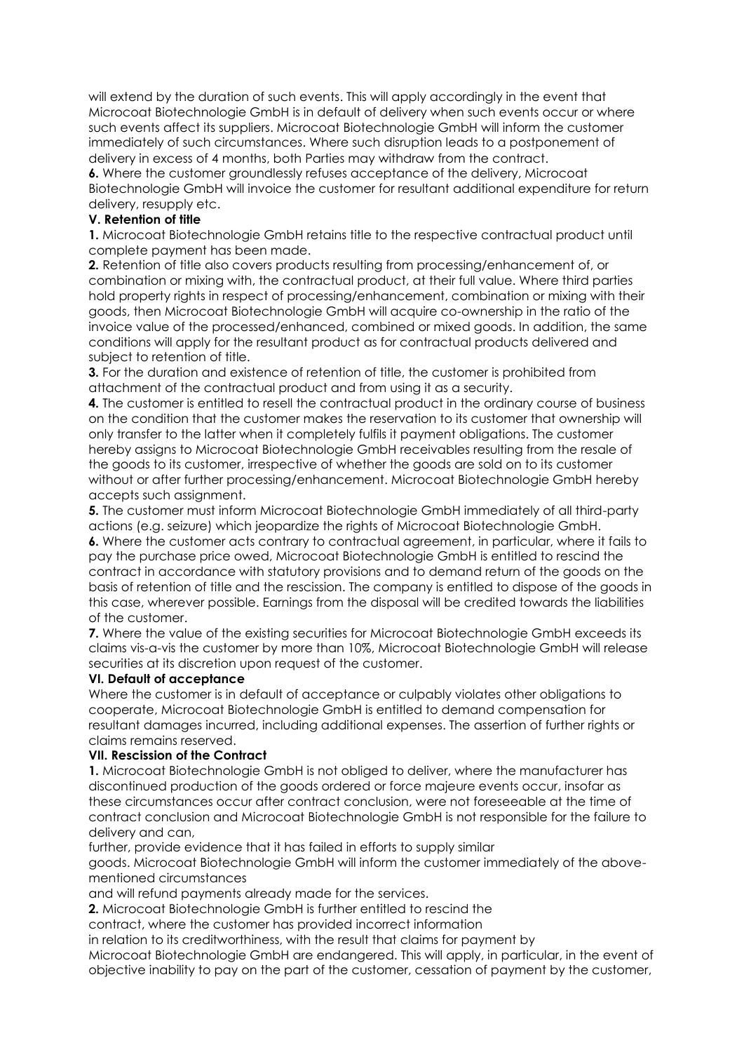will extend by the duration of such events. This will apply accordingly in the event that Microcoat Biotechnologie GmbH is in default of delivery when such events occur or where such events affect its suppliers. Microcoat Biotechnologie GmbH will inform the customer immediately of such circumstances. Where such disruption leads to a postponement of delivery in excess of 4 months, both Parties may withdraw from the contract.

**6.** Where the customer groundlessly refuses acceptance of the delivery, Microcoat Biotechnologie GmbH will invoice the customer for resultant additional expenditure for return delivery, resupply etc.

**V. Retention of title**

**1.** Microcoat Biotechnologie GmbH retains title to the respective contractual product until complete payment has been made.

**2.** Retention of title also covers products resulting from processing/enhancement of, or combination or mixing with, the contractual product, at their full value. Where third parties hold property rights in respect of processing/enhancement, combination or mixing with their goods, then Microcoat Biotechnologie GmbH will acquire co-ownership in the ratio of the invoice value of the processed/enhanced, combined or mixed goods. In addition, the same conditions will apply for the resultant product as for contractual products delivered and subject to retention of title.

**3.** For the duration and existence of retention of title, the customer is prohibited from attachment of the contractual product and from using it as a security.

**4.** The customer is entitled to resell the contractual product in the ordinary course of business on the condition that the customer makes the reservation to its customer that ownership will only transfer to the latter when it completely fulfils it payment obligations. The customer hereby assigns to Microcoat Biotechnologie GmbH receivables resulting from the resale of the goods to its customer, irrespective of whether the goods are sold on to its customer without or after further processing/enhancement. Microcoat Biotechnologie GmbH hereby accepts such assignment.

**5.** The customer must inform Microcoat Biotechnologie GmbH immediately of all third-party actions (e.g. seizure) which jeopardize the rights of Microcoat Biotechnologie GmbH.

**6.** Where the customer acts contrary to contractual agreement, in particular, where it fails to pay the purchase price owed, Microcoat Biotechnologie GmbH is entitled to rescind the contract in accordance with statutory provisions and to demand return of the goods on the basis of retention of title and the rescission. The company is entitled to dispose of the goods in this case, wherever possible. Earnings from the disposal will be credited towards the liabilities of the customer.

**7.** Where the value of the existing securities for Microcoat Biotechnologie GmbH exceeds its claims vis-a-vis the customer by more than 10%, Microcoat Biotechnologie GmbH will release securities at its discretion upon request of the customer.

**VI. Default of acceptance**

Where the customer is in default of acceptance or culpably violates other obligations to cooperate, Microcoat Biotechnologie GmbH is entitled to demand compensation for resultant damages incurred, including additional expenses. The assertion of further rights or claims remains reserved.

**VII. Rescission of the Contract**

**1.** Microcoat Biotechnologie GmbH is not obliged to deliver, where the manufacturer has discontinued production of the goods ordered or force majeure events occur, insofar as these circumstances occur after contract conclusion, were not foreseeable at the time of contract conclusion and Microcoat Biotechnologie GmbH is not responsible for the failure to delivery and can, further, provide evidence that it has failed in efforts to supply similar goods. Microcoat Biotechnologie GmbH will inform the customer immediately of the above-mentioned circumstances and will refund payments already made for the services.

**2.** Microcoat Biotechnologie GmbH is further entitled to rescind the contract, where the customer has provided incorrect information in relation to its creditworthiness, with the result that claims for payment by Microcoat Biotechnologie GmbH are endangered. This will apply, in particular, in the event of objective inability to pay on the part of the customer, cessation of payment by the customer,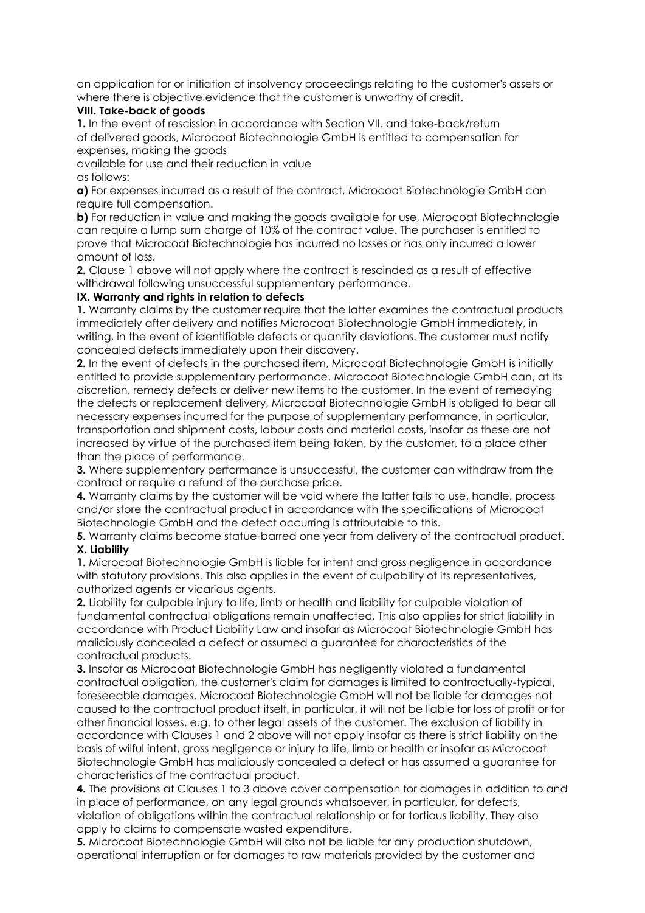an application for or initiation of insolvency proceedings relating to the customer's assets or where there is objective evidence that the customer is unworthy of credit.

**VIII. Take-back of goods**

**1.** In the event of rescission in accordance with Section VII. and take-back/return of delivered goods, Microcoat Biotechnologie GmbH is entitled to compensation for expenses, making the goods available for use and their reduction in value as follows:

**a)** For expenses incurred as a result of the contract, Microcoat Biotechnologie GmbH can require full compensation.

**b)** For reduction in value and making the goods available for use, Microcoat Biotechnologie can require a lump sum charge of 10% of the contract value. The purchaser is entitled to prove that Microcoat Biotechnologie has incurred no losses or has only incurred a lower amount of loss.

**2.** Clause 1 above will not apply where the contract is rescinded as a result of effective withdrawal following unsuccessful supplementary performance.

**IX. Warranty and rights in relation to defects**

**1.** Warranty claims by the customer require that the latter examines the contractual products immediately after delivery and notifies Microcoat Biotechnologie GmbH immediately, in writing, in the event of identifiable defects or quantity deviations. The customer must notify concealed defects immediately upon their discovery.

**2.** In the event of defects in the purchased item, Microcoat Biotechnologie GmbH is initially entitled to provide supplementary performance. Microcoat Biotechnologie GmbH can, at its discretion, remedy defects or deliver new items to the customer. In the event of remedying the defects or replacement delivery, Microcoat Biotechnologie GmbH is obliged to bear all necessary expenses incurred for the purpose of supplementary performance, in particular, transportation and shipment costs, labour costs and material costs, insofar as these are not increased by virtue of the purchased item being taken, by the customer, to a place other than the place of performance.

**3.** Where supplementary performance is unsuccessful, the customer can withdraw from the contract or require a refund of the purchase price.

**4.** Warranty claims by the customer will be void where the latter fails to use, handle, process and/or store the contractual product in accordance with the specifications of Microcoat Biotechnologie GmbH and the defect occurring is attributable to this.

**5.** Warranty claims become statue-barred one year from delivery of the contractual product.

**X. Liability**

**1.** Microcoat Biotechnologie GmbH is liable for intent and gross negligence in accordance with statutory provisions. This also applies in the event of culpability of its representatives, authorized agents or vicarious agents.

**2.** Liability for culpable injury to life, limb or health and liability for culpable violation of fundamental contractual obligations remain unaffected. This also applies for strict liability in accordance with Product Liability Law and insofar as Microcoat Biotechnologie GmbH has maliciously concealed a defect or assumed a guarantee for characteristics of the contractual products.

**3.** Insofar as Microcoat Biotechnologie GmbH has negligently violated a fundamental contractual obligation, the customer's claim for damages is limited to contractually-typical, foreseeable damages. Microcoat Biotechnologie GmbH will not be liable for damages not caused to the contractual product itself, in particular, it will not be liable for loss of profit or for other financial losses, e.g. to other legal assets of the customer. The exclusion of liability in accordance with Clauses 1 and 2 above will not apply insofar as there is strict liability on the basis of wilful intent, gross negligence or injury to life, limb or health or insofar as Microcoat Biotechnologie GmbH has maliciously concealed a defect or has assumed a guarantee for characteristics of the contractual product.

**4.** The provisions at Clauses 1 to 3 above cover compensation for damages in addition to and in place of performance, on any legal grounds whatsoever, in particular, for defects, violation of obligations within the contractual relationship or for tortious liability. They also apply to claims to compensate wasted expenditure.

**5.** Microcoat Biotechnologie GmbH will also not be liable for any production shutdown, operational interruption or for damages to raw materials provided by the customer and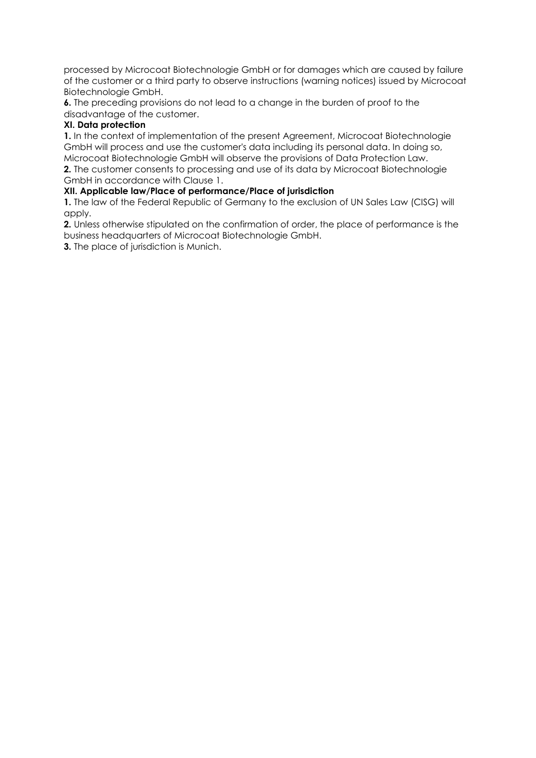processed by Microcoat Biotechnologie GmbH or for damages which are caused by failure of the customer or a third party to observe instructions (warning notices) issued by Microcoat Biotechnologie GmbH.

**6.** The preceding provisions do not lead to a change in the burden of proof to the disadvantage of the customer.

**XI. Data protection**

**1.** In the context of implementation of the present Agreement, Microcoat Biotechnologie GmbH will process and use the customer's data including its personal data. In doing so, Microcoat Biotechnologie GmbH will observe the provisions of Data Protection Law.

**2.** The customer consents to processing and use of its data by Microcoat Biotechnologie GmbH in accordance with Clause 1.

**XII. Applicable law/Place of performance/Place of jurisdiction**

**1.** The law of the Federal Republic of Germany to the exclusion of UN Sales Law (CISG) will apply.

**2.** Unless otherwise stipulated on the confirmation of order, the place of performance is the business headquarters of Microcoat Biotechnologie GmbH.

**3.** The place of jurisdiction is Munich.